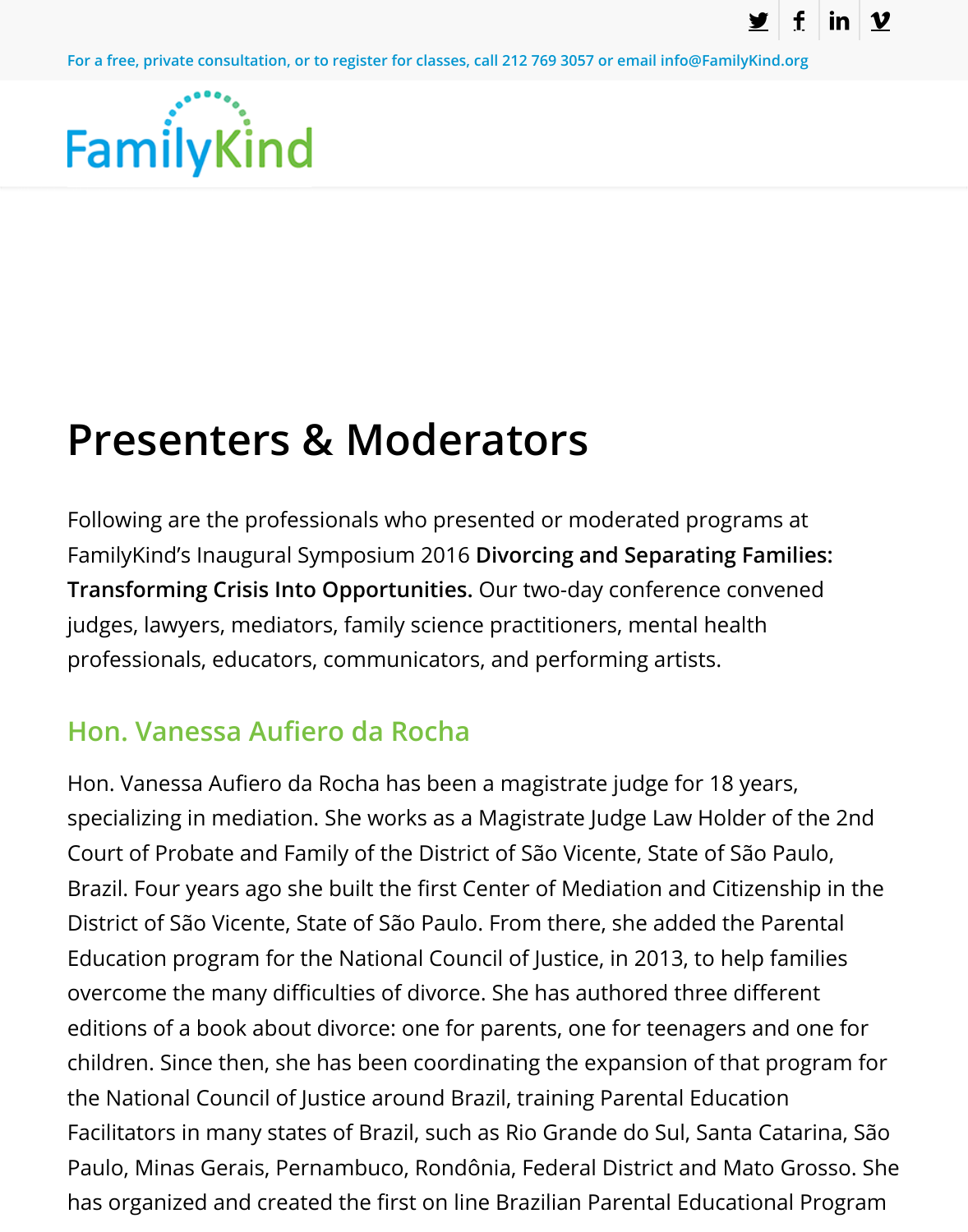For a free, private consultation, or to register for classes, call 212 769 3057 or email info@FamilyKind.org

FamilyKind

# Presenters & Moderators

Following are the professionals who presented or moderated programs at FamilyKind's Inaugural Symposium 2016 **Divorcing and Separating Families: Transforming Crisis Into Opportunities.** Our two-day conference convened judges, lawyers, mediators, family science practitioners, mental health professionals, educators, communicators, and performing artists.

## Hon. Vanessa Aufiero da Rocha

Hon. Vanessa Aufiero da Rocha has been a magistrate judge for 18 years, specializing in mediation. She works as a Magistrate Judge Law Holder of the 2nd Court of Probate and Family of the District of São Vicente, State of São Paulo, Brazil. Four years ago she built the first Center of Mediation and Citizenship in the District of São Vicente, State of São Paulo. From there, she added the Parental Education program for the National Council of Justice, in 2013, to help families overcome the many difficulties of divorce. She has authored three different editions of a book about divorce: one for parents, one for teenagers and one for children. Since then, she has been coordinating the expansion of that program for the National Council of Justice around Brazil, training Parental Education Facilitators in many states of Brazil, such as Rio Grande do Sul, Santa Catarina, São Paulo, Minas Gerais, Pernambuco, Rondônia, Federal District and Mato Grosso. She has organized and created the first on line Brazilian Parental Educational Program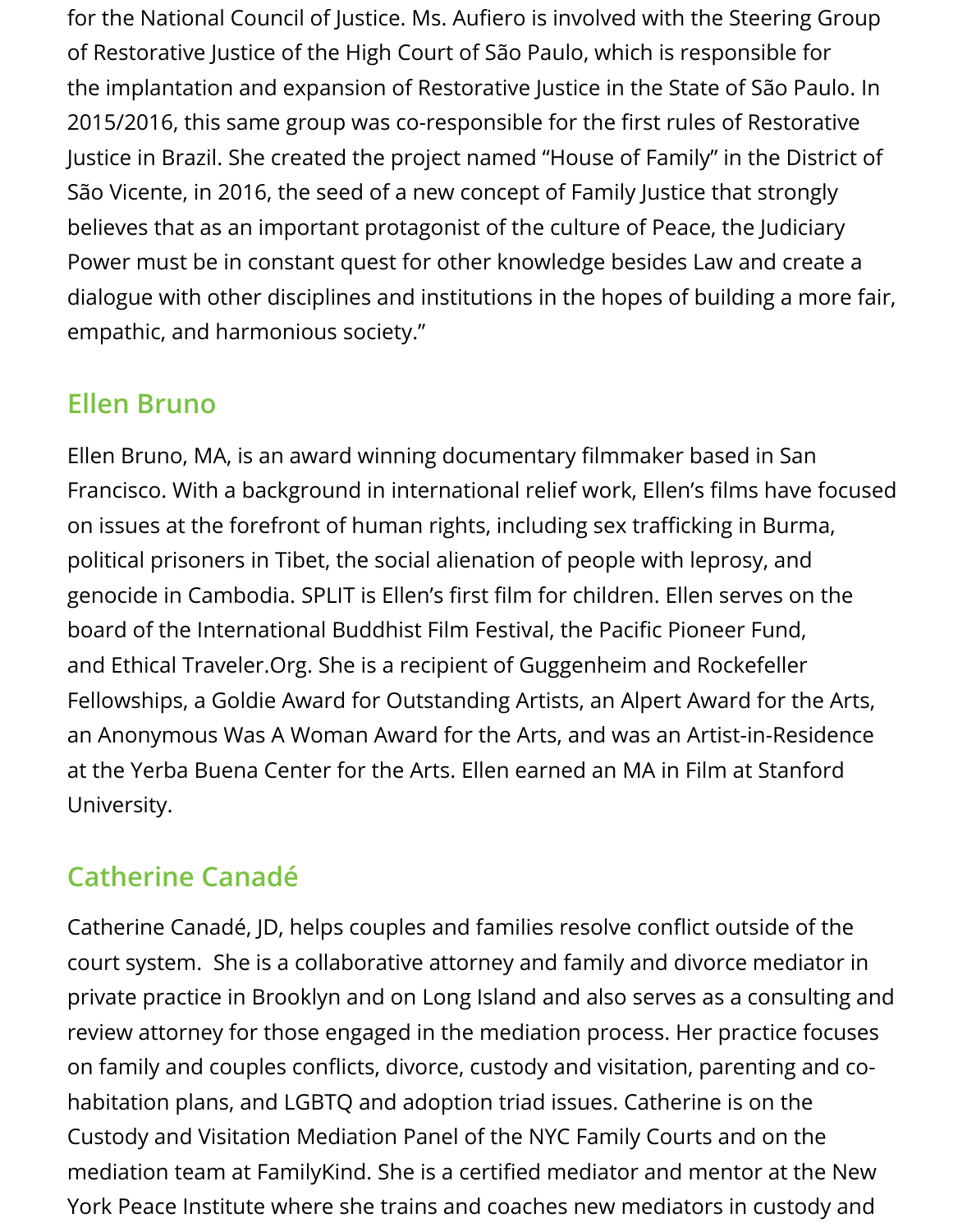for the National Council of Justice. Ms. Aufiero is involved with the Steering Group of Restorative Justice of the High Court of São Paulo, which is responsible for the implantation and expansion of Restorative Justice in the State of São Paulo. In 2015/2016, this same group was co-responsible for the first rules of Restorative Justice in Brazil. She created the project named "House of Family" in the District of São Vicente, in 2016, the seed of a new concept of Family Justice that strongly believes that as an important protagonist of the culture of Peace, the Judiciary Power must be in constant quest for other knowledge besides Law and create a dialogue with other disciplines and institutions in the hopes of building a more fair, empathic, and harmonious society."

## Ellen Bruno

Ellen Bruno, MA, is an award winning documentary filmmaker based in San Francisco. With a background in international relief work, Ellen's films have focused on issues at the forefront of human rights, including sex trafficking in Burma, political prisoners in Tibet, the social alienation of people with leprosy, and genocide in Cambodia. SPLIT is Ellen's first film for children. Ellen serves on the board of the International Buddhist Film Festival, the Pacific Pioneer Fund, and Ethical Traveler.Org. She is a recipient of Guggenheim and Rockefeller Fellowships, a Goldie Award for Outstanding Artists, an Alpert Award for the Arts, an Anonymous Was A Woman Award for the Arts, and was an Artist-in-Residence at the Yerba Buena Center for the Arts. Ellen earned an MA in Film at Stanford University.

## Catherine Canadé

Catherine Canadé, JD, helps couples and families resolve conflict outside of the court system. She is a collaborative attorney and family and divorce mediator in private practice in Brooklyn and on Long Island and also serves as a consulting and review attorney for those engaged in the mediation process. Her practice focuses on family and couples conflicts, divorce, custody and visitation, parenting and co-habitation plans, and LGBTQ and adoption triad issues. Catherine is on the Custody and Visitation Mediation Panel of the NYC Family Courts and on the mediation team at FamilyKind. She is a certified mediator and mentor at the New York Peace Institute where she trains and coaches new mediators in custody and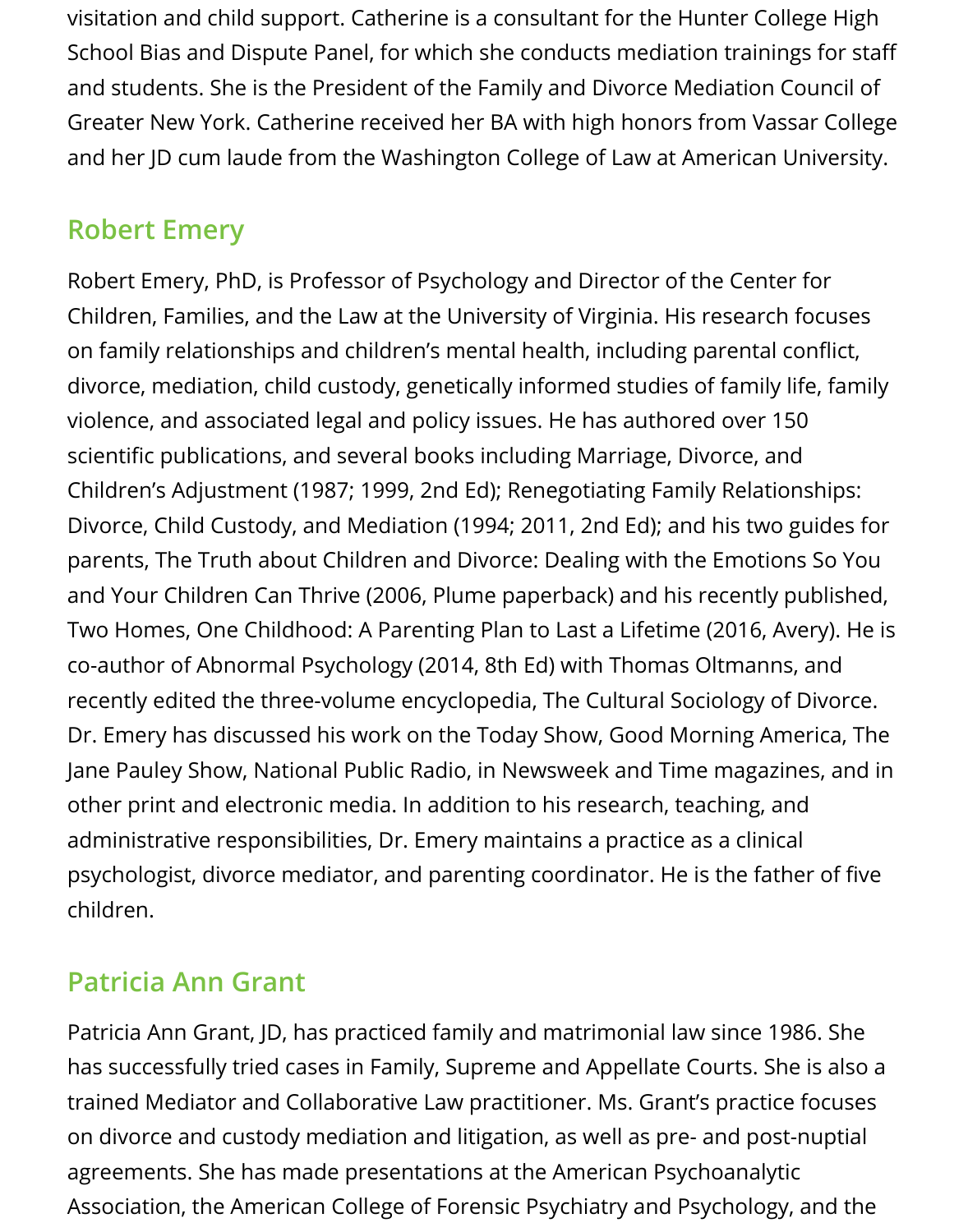visitation and child support. Catherine is a consultant for the Hunter College High School Bias and Dispute Panel, for which she conducts mediation trainings for staff and students. She is the President of the Family and Divorce Mediation Council of Greater New York. Catherine received her BA with high honors from Vassar College and her JD cum laude from the Washington College of Law at American University.

## Robert Emery

Robert Emery, PhD, is Professor of Psychology and Director of the Center for Children, Families, and the Law at the University of Virginia. His research focuses on family relationships and children's mental health, including parental conflict, divorce, mediation, child custody, genetically informed studies of family life, family violence, and associated legal and policy issues. He has authored over 150 scientific publications, and several books including Marriage, Divorce, and Children's Adjustment (1987; 1999, 2nd Ed); Renegotiating Family Relationships: Divorce, Child Custody, and Mediation (1994; 2011, 2nd Ed); and his two guides for parents, The Truth about Children and Divorce: Dealing with the Emotions So You and Your Children Can Thrive (2006, Plume paperback) and his recently published, Two Homes, One Childhood: A Parenting Plan to Last a Lifetime (2016, Avery). He is co-author of Abnormal Psychology (2014, 8th Ed) with Thomas Oltmanns, and recently edited the three-volume encyclopedia, The Cultural Sociology of Divorce. Dr. Emery has discussed his work on the Today Show, Good Morning America, The Jane Pauley Show, National Public Radio, in Newsweek and Time magazines, and in other print and electronic media. In addition to his research, teaching, and administrative responsibilities, Dr. Emery maintains a practice as a clinical psychologist, divorce mediator, and parenting coordinator. He is the father of five children.

## Patricia Ann Grant

Patricia Ann Grant, JD, has practiced family and matrimonial law since 1986. She has successfully tried cases in Family, Supreme and Appellate Courts. She is also a trained Mediator and Collaborative Law practitioner. Ms. Grant's practice focuses on divorce and custody mediation and litigation, as well as pre- and post-nuptial agreements. She has made presentations at the American Psychoanalytic Association, the American College of Forensic Psychiatry and Psychology, and the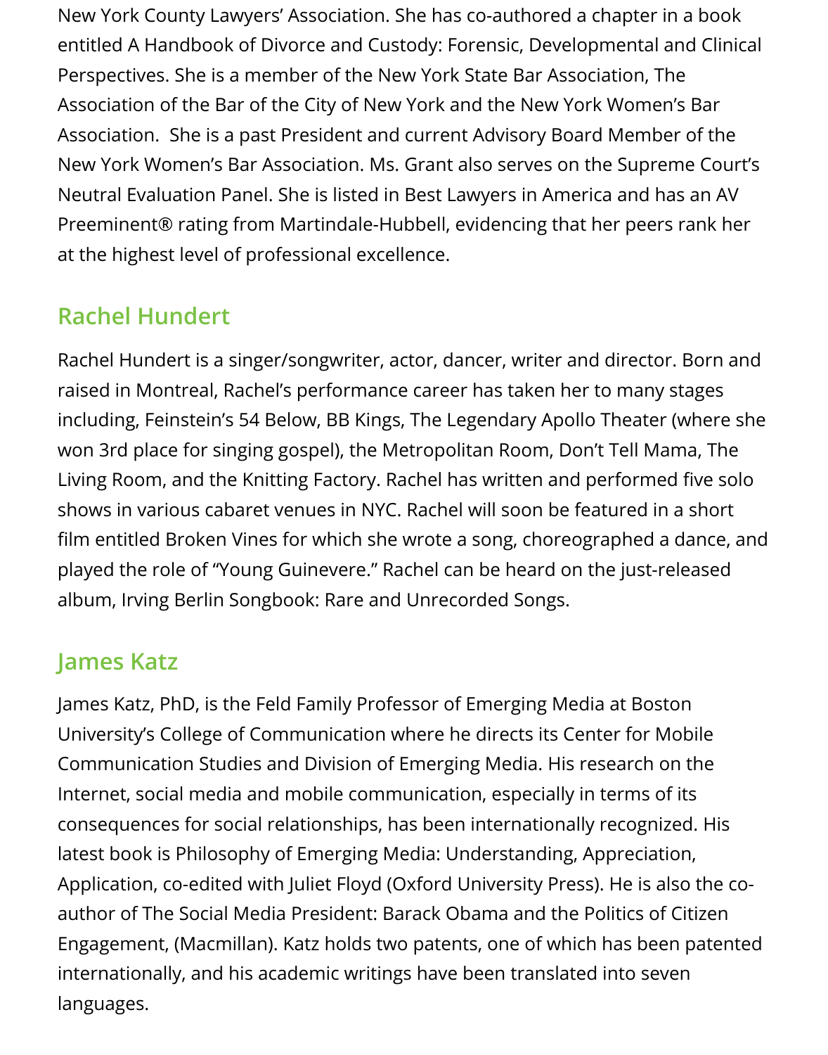New York County Lawyers' Association. She has co-authored a chapter in a book entitled A Handbook of Divorce and Custody: Forensic, Developmental and Clinical Perspectives. She is a member of the New York State Bar Association, The Association of the Bar of the City of New York and the New York Women's Bar Association. She is a past President and current Advisory Board Member of the New York Women's Bar Association. Ms. Grant also serves on the Supreme Court's Neutral Evaluation Panel. She is listed in Best Lawyers in America and has an AV Preeminent® rating from Martindale-Hubbell, evidencing that her peers rank her at the highest level of professional excellence.

## Rachel Hundert

Rachel Hundert is a singer/songwriter, actor, dancer, writer and director. Born and raised in Montreal, Rachel's performance career has taken her to many stages including, Feinstein's 54 Below, BB Kings, The Legendary Apollo Theater (where she won 3rd place for singing gospel), the Metropolitan Room, Don't Tell Mama, The Living Room, and the Knitting Factory. Rachel has written and performed five solo shows in various cabaret venues in NYC. Rachel will soon be featured in a short film entitled Broken Vines for which she wrote a song, choreographed a dance, and played the role of "Young Guinevere." Rachel can be heard on the just-released album, Irving Berlin Songbook: Rare and Unrecorded Songs.

## James Katz

James Katz, PhD, is the Feld Family Professor of Emerging Media at Boston University's College of Communication where he directs its Center for Mobile Communication Studies and Division of Emerging Media. His research on the Internet, social media and mobile communication, especially in terms of its consequences for social relationships, has been internationally recognized. His latest book is Philosophy of Emerging Media: Understanding, Appreciation, Application, co-edited with Juliet Floyd (Oxford University Press). He is also the co-author of The Social Media President: Barack Obama and the Politics of Citizen Engagement, (Macmillan). Katz holds two patents, one of which has been patented internationally, and his academic writings have been translated into seven languages.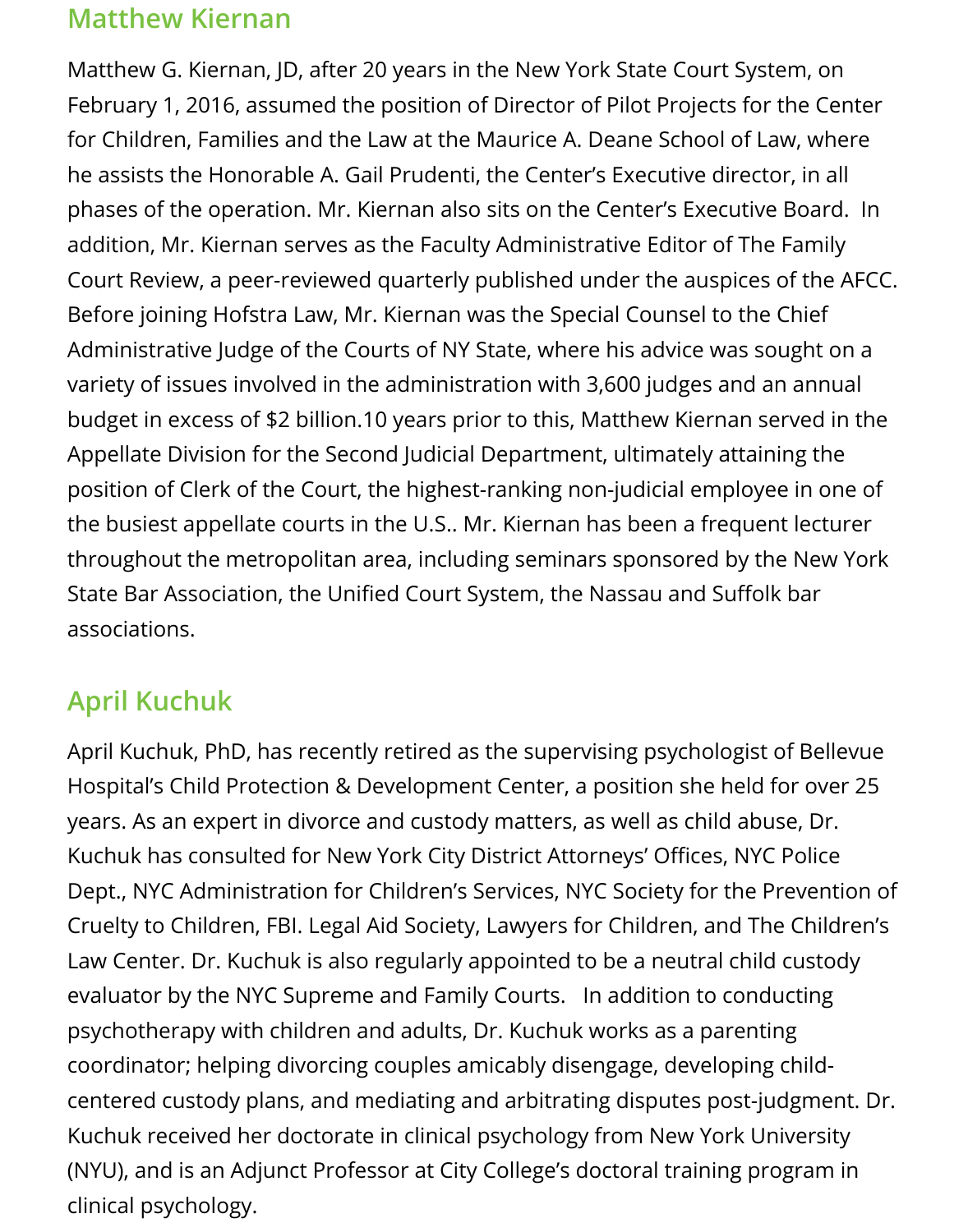## Matthew Kiernan

Matthew G. Kiernan, JD, after 20 years in the New York State Court System, on February 1, 2016, assumed the position of Director of Pilot Projects for the Center for Children, Families and the Law at the Maurice A. Deane School of Law, where he assists the Honorable A. Gail Prudenti, the Center's Executive director, in all phases of the operation. Mr. Kiernan also sits on the Center's Executive Board. In addition, Mr. Kiernan serves as the Faculty Administrative Editor of The Family Court Review, a peer-reviewed quarterly published under the auspices of the AFCC. Before joining Hofstra Law, Mr. Kiernan was the Special Counsel to the Chief Administrative Judge of the Courts of NY State, where his advice was sought on a variety of issues involved in the administration with 3,600 judges and an annual budget in excess of $2 billion.10 years prior to this, Matthew Kiernan served in the Appellate Division for the Second Judicial Department, ultimately attaining the position of Clerk of the Court, the highest-ranking non-judicial employee in one of the busiest appellate courts in the U.S.. Mr. Kiernan has been a frequent lecturer throughout the metropolitan area, including seminars sponsored by the New York State Bar Association, the Unified Court System, the Nassau and Suffolk bar associations.

## April Kuchuk

April Kuchuk, PhD, has recently retired as the supervising psychologist of Bellevue Hospital's Child Protection & Development Center, a position she held for over 25 years. As an expert in divorce and custody matters, as well as child abuse, Dr. Kuchuk has consulted for New York City District Attorneys' Offices, NYC Police Dept., NYC Administration for Children's Services, NYC Society for the Prevention of Cruelty to Children, FBI. Legal Aid Society, Lawyers for Children, and The Children's Law Center. Dr. Kuchuk is also regularly appointed to be a neutral child custody evaluator by the NYC Supreme and Family Courts. In addition to conducting psychotherapy with children and adults, Dr. Kuchuk works as a parenting coordinator; helping divorcing couples amicably disengage, developing child-centered custody plans, and mediating and arbitrating disputes post-judgment. Dr. Kuchuk received her doctorate in clinical psychology from New York University (NYU), and is an Adjunct Professor at City College's doctoral training program in clinical psychology.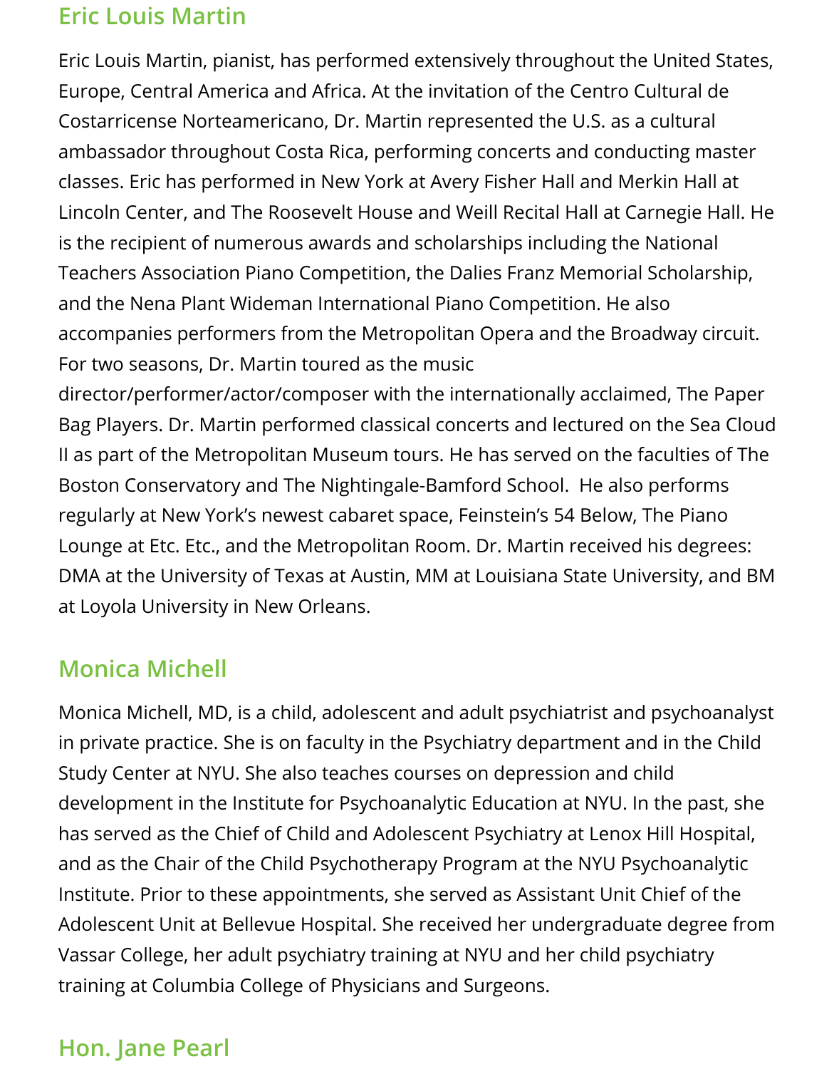## Eric Louis Martin

Eric Louis Martin, pianist, has performed extensively throughout the United States, Europe, Central America and Africa. At the invitation of the Centro Cultural de Costarricense Norteamericano, Dr. Martin represented the U.S. as a cultural ambassador throughout Costa Rica, performing concerts and conducting master classes. Eric has performed in New York at Avery Fisher Hall and Merkin Hall at Lincoln Center, and The Roosevelt House and Weill Recital Hall at Carnegie Hall. He is the recipient of numerous awards and scholarships including the National Teachers Association Piano Competition, the Dalies Franz Memorial Scholarship, and the Nena Plant Wideman International Piano Competition. He also accompanies performers from the Metropolitan Opera and the Broadway circuit. For two seasons, Dr. Martin toured as the music director/performer/actor/composer with the internationally acclaimed, The Paper Bag Players. Dr. Martin performed classical concerts and lectured on the Sea Cloud II as part of the Metropolitan Museum tours. He has served on the faculties of The Boston Conservatory and The Nightingale-Bamford School. He also performs regularly at New York's newest cabaret space, Feinstein's 54 Below, The Piano Lounge at Etc. Etc., and the Metropolitan Room. Dr. Martin received his degrees: DMA at the University of Texas at Austin, MM at Louisiana State University, and BM at Loyola University in New Orleans.

## Monica Michell

Monica Michell, MD, is a child, adolescent and adult psychiatrist and psychoanalyst in private practice. She is on faculty in the Psychiatry department and in the Child Study Center at NYU. She also teaches courses on depression and child development in the Institute for Psychoanalytic Education at NYU. In the past, she has served as the Chief of Child and Adolescent Psychiatry at Lenox Hill Hospital, and as the Chair of the Child Psychotherapy Program at the NYU Psychoanalytic Institute. Prior to these appointments, she served as Assistant Unit Chief of the Adolescent Unit at Bellevue Hospital. She received her undergraduate degree from Vassar College, her adult psychiatry training at NYU and her child psychiatry training at Columbia College of Physicians and Surgeons.

## Hon. Jane Pearl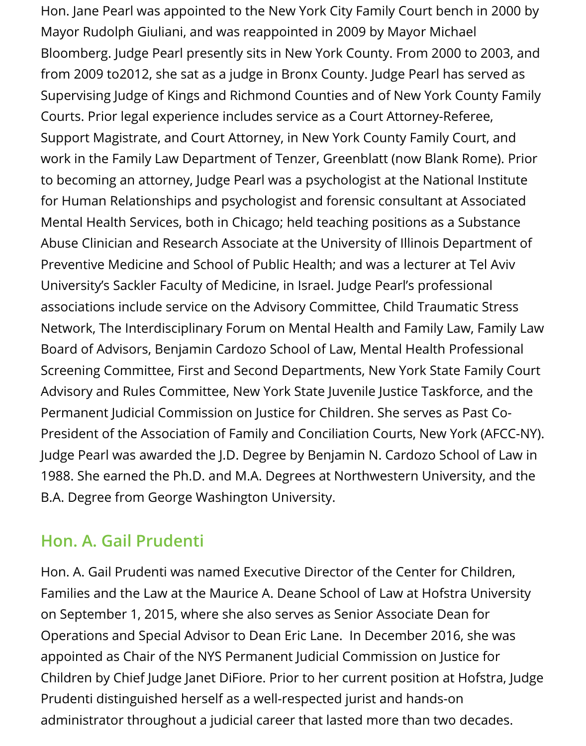Hon. Jane Pearl was appointed to the New York City Family Court bench in 2000 by Mayor Rudolph Giuliani, and was reappointed in 2009 by Mayor Michael Bloomberg. Judge Pearl presently sits in New York County. From 2000 to 2003, and from 2009 to2012, she sat as a judge in Bronx County. Judge Pearl has served as Supervising Judge of Kings and Richmond Counties and of New York County Family Courts. Prior legal experience includes service as a Court Attorney-Referee, Support Magistrate, and Court Attorney, in New York County Family Court, and work in the Family Law Department of Tenzer, Greenblatt (now Blank Rome). Prior to becoming an attorney, Judge Pearl was a psychologist at the National Institute for Human Relationships and psychologist and forensic consultant at Associated Mental Health Services, both in Chicago; held teaching positions as a Substance Abuse Clinician and Research Associate at the University of Illinois Department of Preventive Medicine and School of Public Health; and was a lecturer at Tel Aviv University's Sackler Faculty of Medicine, in Israel. Judge Pearl's professional associations include service on the Advisory Committee, Child Traumatic Stress Network, The Interdisciplinary Forum on Mental Health and Family Law, Family Law Board of Advisors, Benjamin Cardozo School of Law, Mental Health Professional Screening Committee, First and Second Departments, New York State Family Court Advisory and Rules Committee, New York State Juvenile Justice Taskforce, and the Permanent Judicial Commission on Justice for Children. She serves as Past Co-President of the Association of Family and Conciliation Courts, New York (AFCC-NY). Judge Pearl was awarded the J.D. Degree by Benjamin N. Cardozo School of Law in 1988. She earned the Ph.D. and M.A. Degrees at Northwestern University, and the B.A. Degree from George Washington University.

## Hon. A. Gail Prudenti

Hon. A. Gail Prudenti was named Executive Director of the Center for Children, Families and the Law at the Maurice A. Deane School of Law at Hofstra University on September 1, 2015, where she also serves as Senior Associate Dean for Operations and Special Advisor to Dean Eric Lane. In December 2016, she was appointed as Chair of the NYS Permanent Judicial Commission on Justice for Children by Chief Judge Janet DiFiore. Prior to her current position at Hofstra, Judge Prudenti distinguished herself as a well-respected jurist and hands-on administrator throughout a judicial career that lasted more than two decades.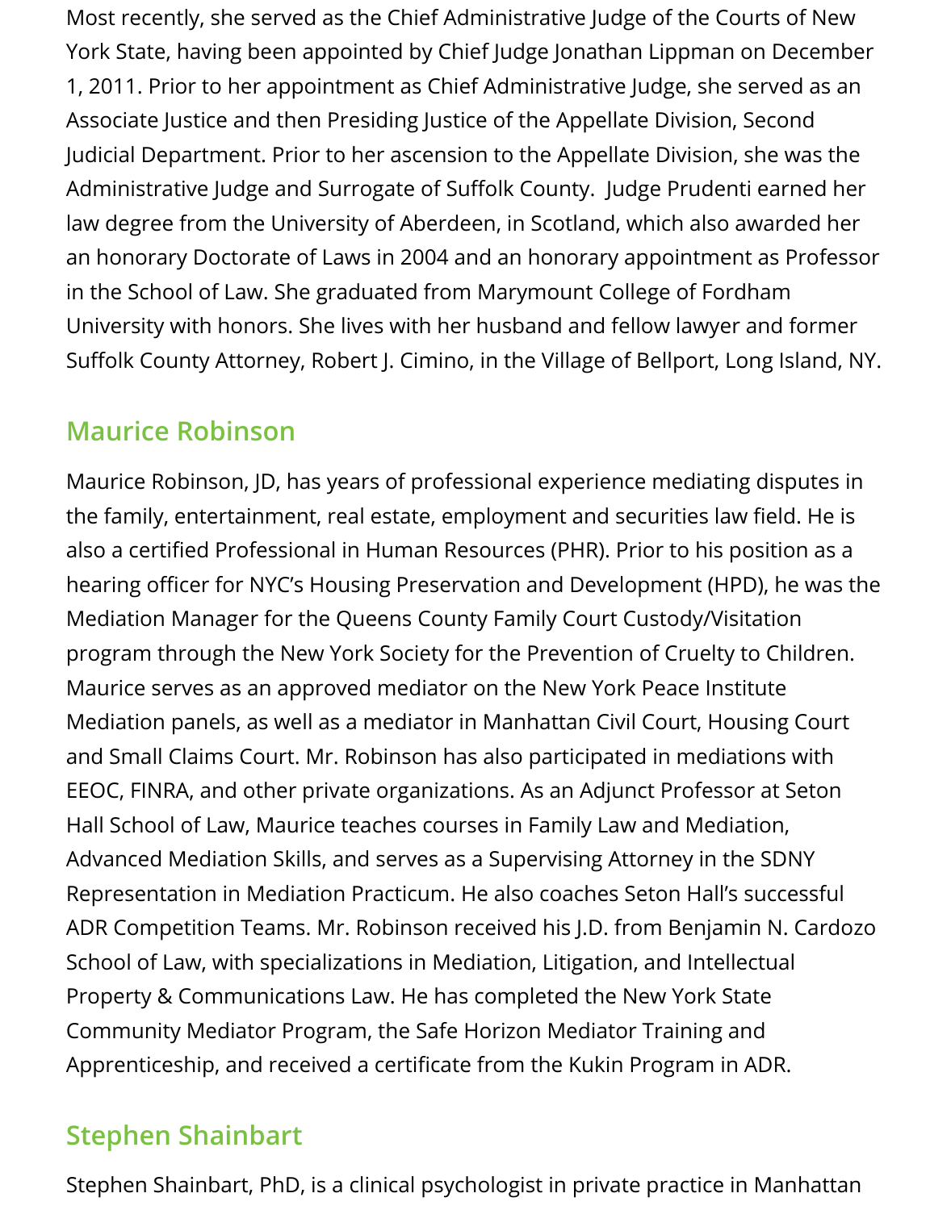Most recently, she served as the Chief Administrative Judge of the Courts of New York State, having been appointed by Chief Judge Jonathan Lippman on December 1, 2011. Prior to her appointment as Chief Administrative Judge, she served as an Associate Justice and then Presiding Justice of the Appellate Division, Second Judicial Department. Prior to her ascension to the Appellate Division, she was the Administrative Judge and Surrogate of Suffolk County. Judge Prudenti earned her law degree from the University of Aberdeen, in Scotland, which also awarded her an honorary Doctorate of Laws in 2004 and an honorary appointment as Professor in the School of Law. She graduated from Marymount College of Fordham University with honors. She lives with her husband and fellow lawyer and former Suffolk County Attorney, Robert J. Cimino, in the Village of Bellport, Long Island, NY.

## Maurice Robinson

Maurice Robinson, JD, has years of professional experience mediating disputes in the family, entertainment, real estate, employment and securities law field. He is also a certified Professional in Human Resources (PHR). Prior to his position as a hearing officer for NYC's Housing Preservation and Development (HPD), he was the Mediation Manager for the Queens County Family Court Custody/Visitation program through the New York Society for the Prevention of Cruelty to Children. Maurice serves as an approved mediator on the New York Peace Institute Mediation panels, as well as a mediator in Manhattan Civil Court, Housing Court and Small Claims Court. Mr. Robinson has also participated in mediations with EEOC, FINRA, and other private organizations. As an Adjunct Professor at Seton Hall School of Law, Maurice teaches courses in Family Law and Mediation, Advanced Mediation Skills, and serves as a Supervising Attorney in the SDNY Representation in Mediation Practicum. He also coaches Seton Hall's successful ADR Competition Teams. Mr. Robinson received his J.D. from Benjamin N. Cardozo School of Law, with specializations in Mediation, Litigation, and Intellectual Property & Communications Law. He has completed the New York State Community Mediator Program, the Safe Horizon Mediator Training and Apprenticeship, and received a certificate from the Kukin Program in ADR.

## Stephen Shainbart

Stephen Shainbart, PhD, is a clinical psychologist in private practice in Manhattan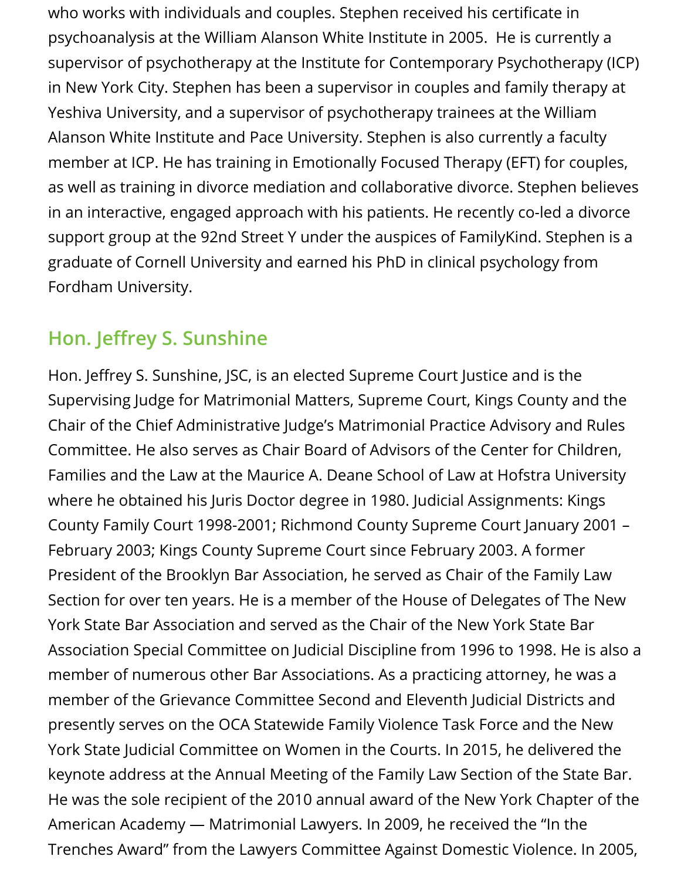who works with individuals and couples. Stephen received his certificate in psychoanalysis at the William Alanson White Institute in 2005.  He is currently a supervisor of psychotherapy at the Institute for Contemporary Psychotherapy (ICP) in New York City. Stephen has been a supervisor in couples and family therapy at Yeshiva University, and a supervisor of psychotherapy trainees at the William Alanson White Institute and Pace University. Stephen is also currently a faculty member at ICP. He has training in Emotionally Focused Therapy (EFT) for couples, as well as training in divorce mediation and collaborative divorce. Stephen believes in an interactive, engaged approach with his patients. He recently co-led a divorce support group at the 92nd Street Y under the auspices of FamilyKind. Stephen is a graduate of Cornell University and earned his PhD in clinical psychology from Fordham University.

## Hon. Jeffrey S. Sunshine

Hon. Jeffrey S. Sunshine, JSC, is an elected Supreme Court Justice and is the Supervising Judge for Matrimonial Matters, Supreme Court, Kings County and the Chair of the Chief Administrative Judge's Matrimonial Practice Advisory and Rules Committee. He also serves as Chair Board of Advisors of the Center for Children, Families and the Law at the Maurice A. Deane School of Law at Hofstra University where he obtained his Juris Doctor degree in 1980. Judicial Assignments: Kings County Family Court 1998-2001; Richmond County Supreme Court January 2001 – February 2003; Kings County Supreme Court since February 2003. A former President of the Brooklyn Bar Association, he served as Chair of the Family Law Section for over ten years. He is a member of the House of Delegates of The New York State Bar Association and served as the Chair of the New York State Bar Association Special Committee on Judicial Discipline from 1996 to 1998. He is also a member of numerous other Bar Associations. As a practicing attorney, he was a member of the Grievance Committee Second and Eleventh Judicial Districts and presently serves on the OCA Statewide Family Violence Task Force and the New York State Judicial Committee on Women in the Courts. In 2015, he delivered the keynote address at the Annual Meeting of the Family Law Section of the State Bar. He was the sole recipient of the 2010 annual award of the New York Chapter of the American Academy — Matrimonial Lawyers. In 2009, he received the "In the Trenches Award" from the Lawyers Committee Against Domestic Violence. In 2005,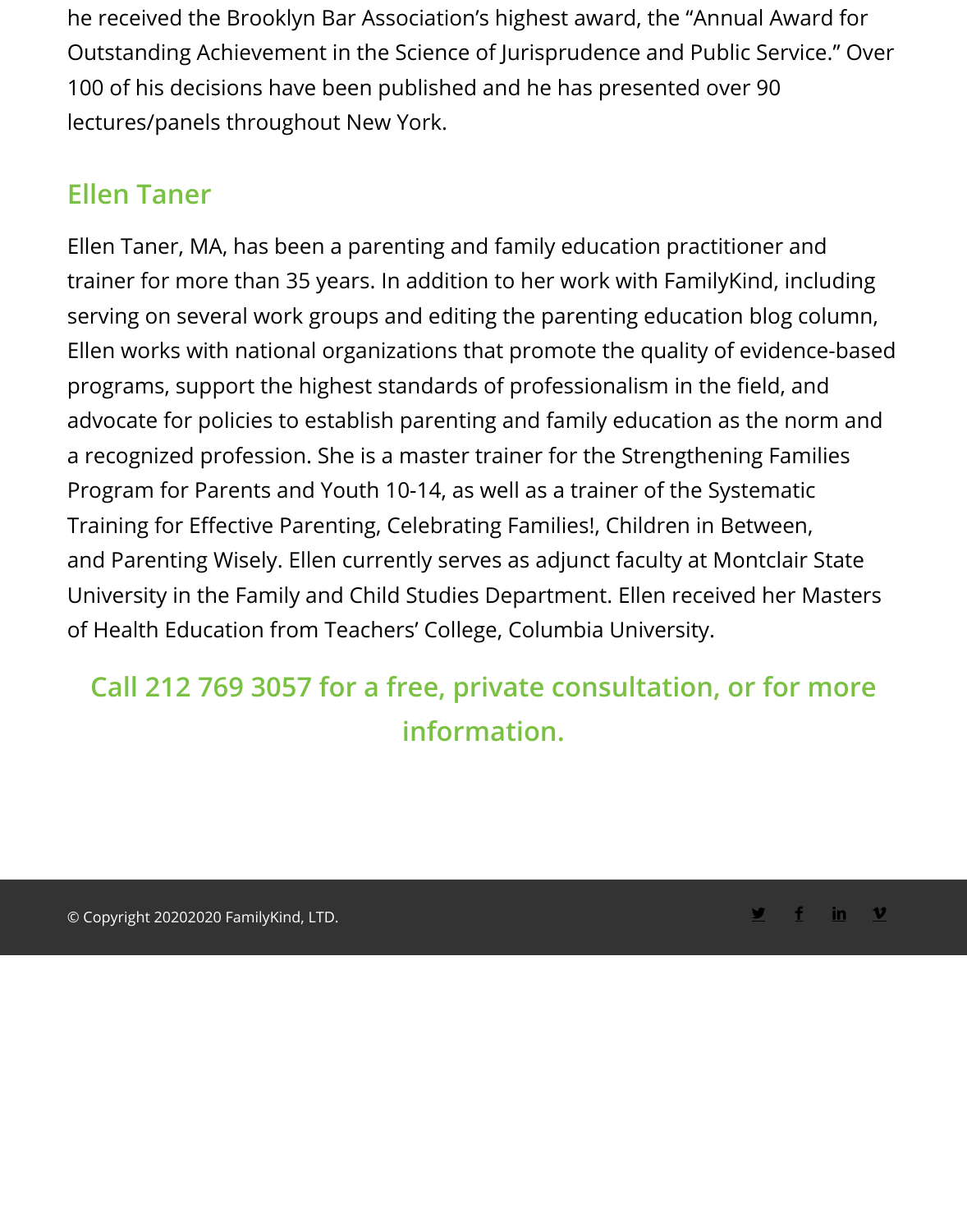he received the Brooklyn Bar Association's highest award, the "Annual Award for Outstanding Achievement in the Science of Jurisprudence and Public Service." Over 100 of his decisions have been published and he has presented over 90 lectures/panels throughout New York.

## Ellen Taner

Ellen Taner, MA, has been a parenting and family education practitioner and trainer for more than 35 years. In addition to her work with FamilyKind, including serving on several work groups and editing the parenting education blog column, Ellen works with national organizations that promote the quality of evidence-based programs, support the highest standards of professionalism in the field, and advocate for policies to establish parenting and family education as the norm and a recognized profession. She is a master trainer for the Strengthening Families Program for Parents and Youth 10-14, as well as a trainer of the Systematic Training for Effective Parenting, Celebrating Families!, Children in Between, and Parenting Wisely. Ellen currently serves as adjunct faculty at Montclair State University in the Family and Child Studies Department. Ellen received her Masters of Health Education from Teachers' College, Columbia University.

### Call 212 769 3057 for a free, private consultation, or for more information.

© Copyright 20202020 FamilyKind, LTD.